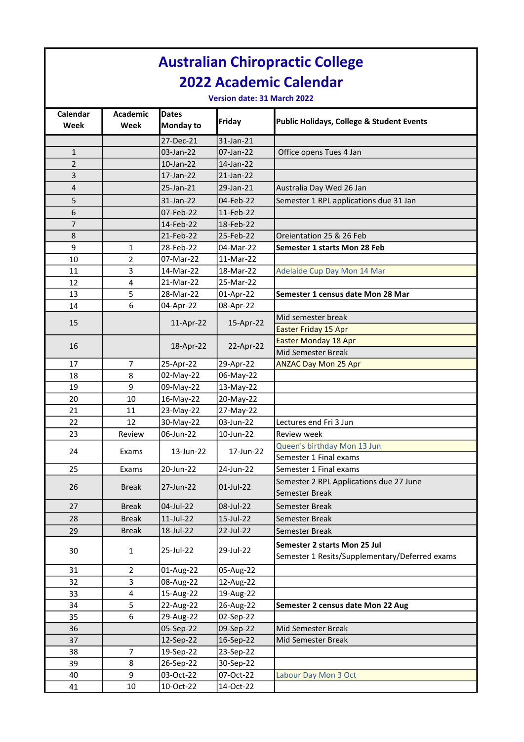# Australian Chiropractic College
# 2022 Academic Calendar

**Version date: 31 March 2022**

| Calendar Week | Academic Week | Dates Monday to | Friday | Public Holidays, College & Student Events |
|---|---|---|---|---|
| | | 27-Dec-21 | 31-Jan-21 | |
| 1 | | 03-Jan-22 | 07-Jan-22 | Office opens Tues 4 Jan |
| 2 | | 10-Jan-22 | 14-Jan-22 | |
| 3 | | 17-Jan-22 | 21-Jan-22 | |
| 4 | | 25-Jan-21 | 29-Jan-21 | Australia Day Wed 26 Jan |
| 5 | | 31-Jan-22 | 04-Feb-22 | Semester 1 RPL applications due 31 Jan |
| 6 | | 07-Feb-22 | 11-Feb-22 | |
| 7 | | 14-Feb-22 | 18-Feb-22 | |
| 8 | | 21-Feb-22 | 25-Feb-22 | Oreientation 25 & 26 Feb |
| 9 | 1 | 28-Feb-22 | 04-Mar-22 | **Semester 1 starts Mon 28 Feb** |
| 10 | 2 | 07-Mar-22 | 11-Mar-22 | |
| 11 | 3 | 14-Mar-22 | 18-Mar-22 | Adelaide Cup Day Mon 14 Mar |
| 12 | 4 | 21-Mar-22 | 25-Mar-22 | |
| 13 | 5 | 28-Mar-22 | 01-Apr-22 | **Semester 1 census date Mon 28 Mar** |
| 14 | 6 | 04-Apr-22 | 08-Apr-22 | |
| 15 | | 11-Apr-22 | 15-Apr-22 | Mid semester break<br>Easter Friday 15 Apr |
| 16 | | 18-Apr-22 | 22-Apr-22 | Easter Monday 18 Apr<br>Mid Semester Break |
| 17 | 7 | 25-Apr-22 | 29-Apr-22 | ANZAC Day Mon 25 Apr |
| 18 | 8 | 02-May-22 | 06-May-22 | |
| 19 | 9 | 09-May-22 | 13-May-22 | |
| 20 | 10 | 16-May-22 | 20-May-22 | |
| 21 | 11 | 23-May-22 | 27-May-22 | |
| 22 | 12 | 30-May-22 | 03-Jun-22 | Lectures end Fri 3 Jun |
| 23 | Review | 06-Jun-22 | 10-Jun-22 | Review week |
| 24 | Exams | 13-Jun-22 | 17-Jun-22 | Queen's birthday Mon 13 Jun<br>Semester 1 Final exams |
| 25 | Exams | 20-Jun-22 | 24-Jun-22 | Semester 1 Final exams |
| 26 | Break | 27-Jun-22 | 01-Jul-22 | Semester 2 RPL Applications due 27 June<br>Semester Break |
| 27 | Break | 04-Jul-22 | 08-Jul-22 | Semester Break |
| 28 | Break | 11-Jul-22 | 15-Jul-22 | Semester Break |
| 29 | Break | 18-Jul-22 | 22-Jul-22 | Semester Break |
| 30 | 1 | 25-Jul-22 | 29-Jul-22 | **Semester 2 starts Mon 25 Jul**<br>Semester 1 Resits/Supplementary/Deferred exams |
| 31 | 2 | 01-Aug-22 | 05-Aug-22 | |
| 32 | 3 | 08-Aug-22 | 12-Aug-22 | |
| 33 | 4 | 15-Aug-22 | 19-Aug-22 | |
| 34 | 5 | 22-Aug-22 | 26-Aug-22 | **Semester 2 census date Mon 22 Aug** |
| 35 | 6 | 29-Aug-22 | 02-Sep-22 | |
| 36 | | 05-Sep-22 | 09-Sep-22 | Mid Semester Break |
| 37 | | 12-Sep-22 | 16-Sep-22 | Mid Semester Break |
| 38 | 7 | 19-Sep-22 | 23-Sep-22 | |
| 39 | 8 | 26-Sep-22 | 30-Sep-22 | |
| 40 | 9 | 03-Oct-22 | 07-Oct-22 | Labour Day Mon 3 Oct |
| 41 | 10 | 10-Oct-22 | 14-Oct-22 | |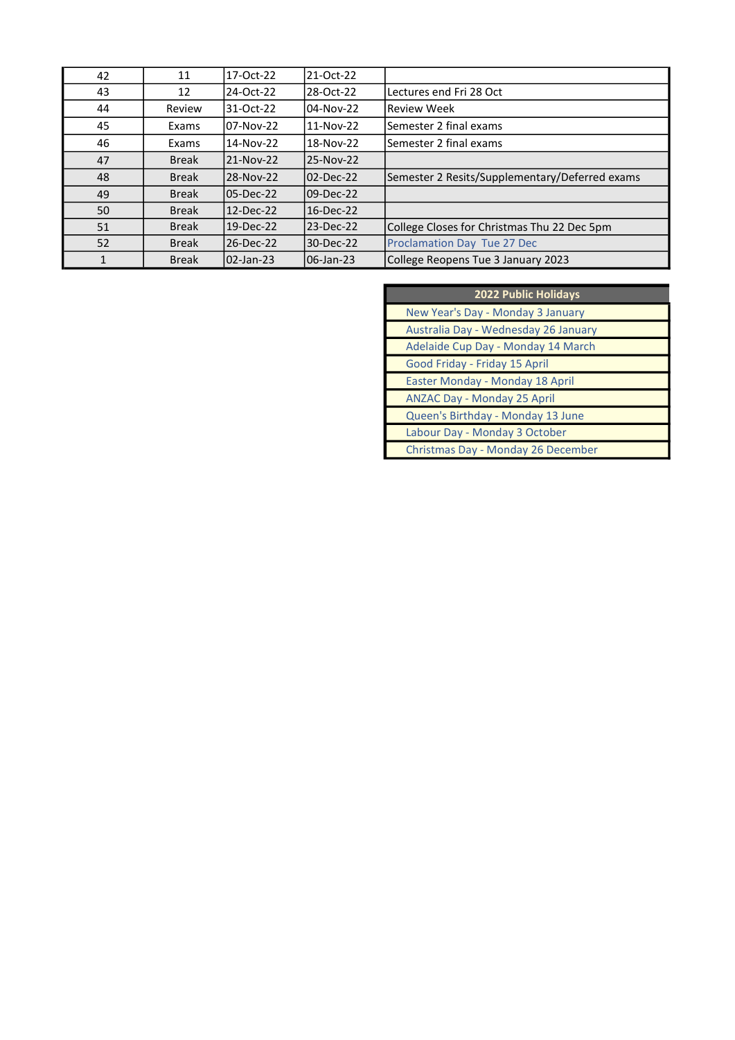| | | | | |
|---|---|---|---|---|
| 42 | 11 | 17-Oct-22 | 21-Oct-22 | |
| 43 | 12 | 24-Oct-22 | 28-Oct-22 | Lectures end Fri 28 Oct |
| 44 | Review | 31-Oct-22 | 04-Nov-22 | Review Week |
| 45 | Exams | 07-Nov-22 | 11-Nov-22 | Semester 2 final exams |
| 46 | Exams | 14-Nov-22 | 18-Nov-22 | Semester 2 final exams |
| 47 | Break | 21-Nov-22 | 25-Nov-22 | |
| 48 | Break | 28-Nov-22 | 02-Dec-22 | Semester 2 Resits/Supplementary/Deferred exams |
| 49 | Break | 05-Dec-22 | 09-Dec-22 | |
| 50 | Break | 12-Dec-22 | 16-Dec-22 | |
| 51 | Break | 19-Dec-22 | 23-Dec-22 | College Closes for Christmas Thu 22 Dec 5pm |
| 52 | Break | 26-Dec-22 | 30-Dec-22 | Proclamation Day Tue 27 Dec |
| 1 | Break | 02-Jan-23 | 06-Jan-23 | College Reopens Tue 3 January 2023 |

| 2022 Public Holidays |
|---|
| New Year's Day - Monday 3 January |
| Australia Day - Wednesday 26 January |
| Adelaide Cup Day - Monday 14 March |
| Good Friday - Friday 15 April |
| Easter Monday - Monday 18 April |
| ANZAC Day - Monday 25 April |
| Queen's Birthday - Monday 13 June |
| Labour Day - Monday 3 October |
| Christmas Day - Monday 26 December |